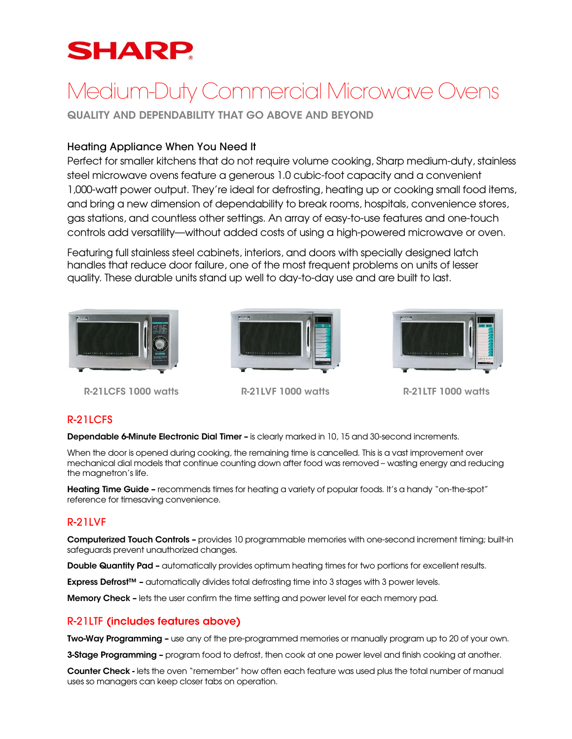# SHARP

# Medium-Duty Commercial Microwave Ovens

**QUALITY AND DEPENDABILITY THAT GO ABOVE AND BEYOND**

## Heating Appliance When You Need It

Perfect for smaller kitchens that do not require volume cooking, Sharp medium-duty, stainless steel microwave ovens feature a generous 1.0 cubic-foot capacity and a convenient 1,000-watt power output. They're ideal for defrosting, heating up or cooking small food items, and bring a new dimension of dependability to break rooms, hospitals, convenience stores, gas stations, and countless other settings. An array of easy-to-use features and one-touch controls add versatility—without added costs of using a high-powered microwave or oven.

Featuring full stainless steel cabinets, interiors, and doors with specially designed latch handles that reduce door failure, one of the most frequent problems on units of lesser quality. These durable units stand up well to day-to-day use and are built to last.

R-21LCFS 1000 watts

R-21LVF 1000 watts

R-21LTF 1000 watts

## R-21LCFS

**Dependable 6-Minute Electronic Dial Timer –** is clearly marked in 10, 15 and 30-second increments.

When the door is opened during cooking, the remaining time is cancelled. This is a vast improvement over mechanical dial models that continue counting down after food was removed – wasting energy and reducing the magnetron's life.

**Heating Time Guide –** recommends times for heating a variety of popular foods. It's a handy "on-the-spot" reference for timesaving convenience.

## R-21LVF

**Computerized Touch Controls –** provides 10 programmable memories with one-second increment timing; built-in safeguards prevent unauthorized changes.

**Double Quantity Pad –** automatically provides optimum heating times for two portions for excellent results.

**Express Defrost™ –** automatically divides total defrosting time into 3 stages with 3 power levels.

**Memory Check –** lets the user confirm the time setting and power level for each memory pad.

## R-21LTF **(includes features above)**

**Two-Way Programming –** use any of the pre-programmed memories or manually program up to 20 of your own.

**3-Stage Programming –** program food to defrost, then cook at one power level and finish cooking at another.

**Counter Check -** lets the oven "remember" how often each feature was used plus the total number of manual uses so managers can keep closer tabs on operation.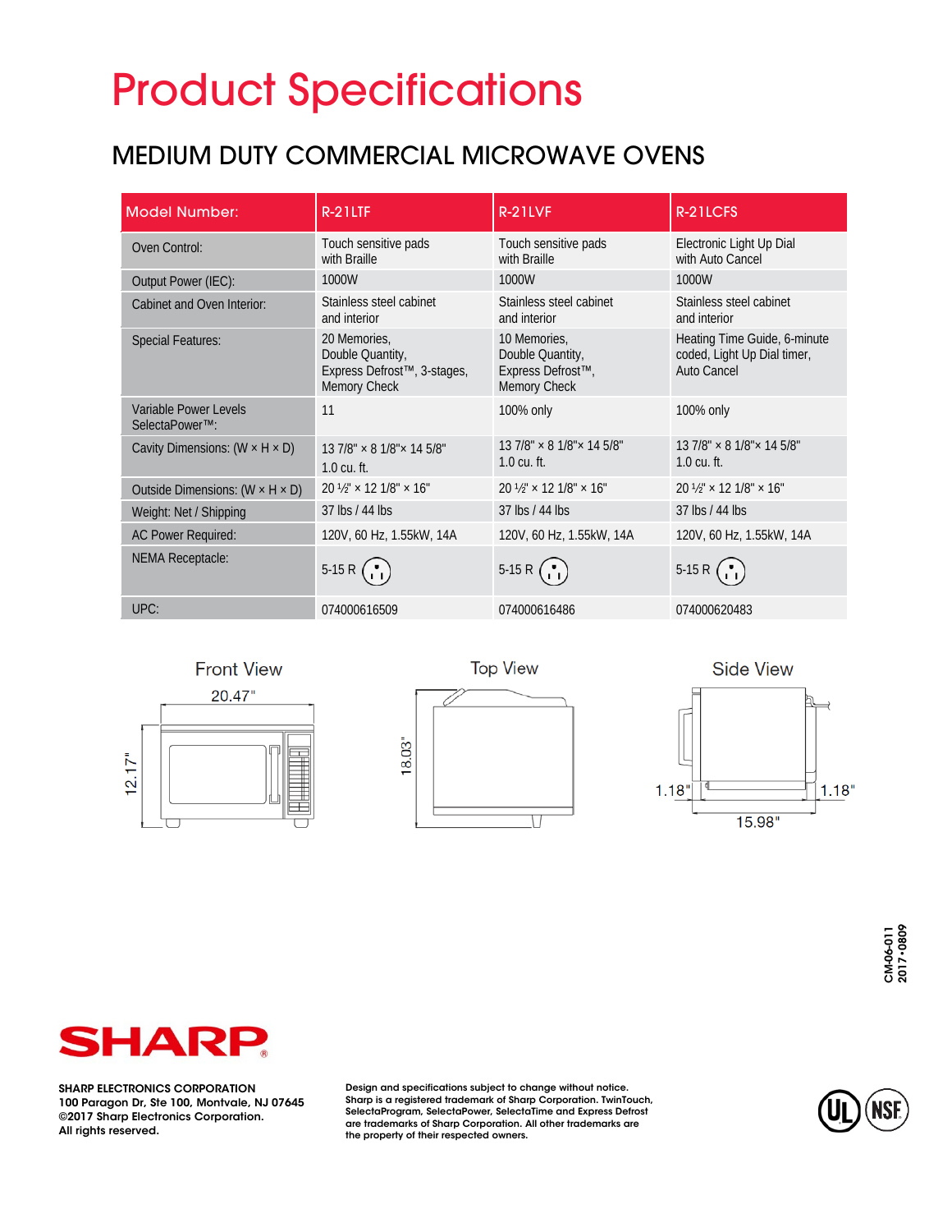# Product Specifications

## MEDIUM DUTY COMMERCIAL MICROWAVE OVENS

| Model Number: | R-21LTF | R-21LVF | R-21LCFS |
|---|---|---|---|
| Oven Control: | Touch sensitive pads with Braille | Touch sensitive pads with Braille | Electronic Light Up Dial with Auto Cancel |
| Output Power (IEC): | 1000W | 1000W | 1000W |
| Cabinet and Oven Interior: | Stainless steel cabinet and interior | Stainless steel cabinet and interior | Stainless steel cabinet and interior |
| Special Features: | 20 Memories, Double Quantity, Express Defrost™, 3-stages, Memory Check | 10 Memories, Double Quantity, Express Defrost™, Memory Check | Heating Time Guide, 6-minute coded, Light Up Dial timer, Auto Cancel |
| Variable Power Levels SelectaPower™: | 11 | 100% only | 100% only |
| Cavity Dimensions: (W × H × D) | 13 7/8" × 8 1/8"× 14 5/8" 1.0 cu. ft. | 13 7/8" × 8 1/8"× 14 5/8" 1.0 cu. ft. | 13 7/8" × 8 1/8"× 14 5/8" 1.0 cu. ft. |
| Outside Dimensions: (W × H × D) | 20 ½" × 12 1/8" × 16" | 20 ½" × 12 1/8" × 16" | 20 ½" × 12 1/8" × 16" |
| Weight: Net / Shipping | 37 lbs / 44 lbs | 37 lbs / 44 lbs | 37 lbs / 44 lbs |
| AC Power Required: | 120V, 60 Hz, 1.55kW, 14A | 120V, 60 Hz, 1.55kW, 14A | 120V, 60 Hz, 1.55kW, 14A |
| NEMA Receptacle: | 5-15 R | 5-15 R | 5-15 R |
| UPC: | 074000616509 | 074000616486 | 074000620483 |

Front View

20.47"

12.17"

Top View

18.03"

Side View

1.18"

1.18"

15.98"

CM-06-011
2017•0809

**SHARP ELECTRONICS CORPORATION**
**100 Paragon Dr, Ste 100, Montvale, NJ 07645**
**©2017 Sharp Electronics Corporation.**
**All rights reserved.**

Design and specifications subject to change without notice. Sharp is a registered trademark of Sharp Corporation. TwinTouch, SelectaProgram, SelectaPower, SelectaTime and Express Defrost are trademarks of Sharp Corporation. All other trademarks are the property of their respected owners.